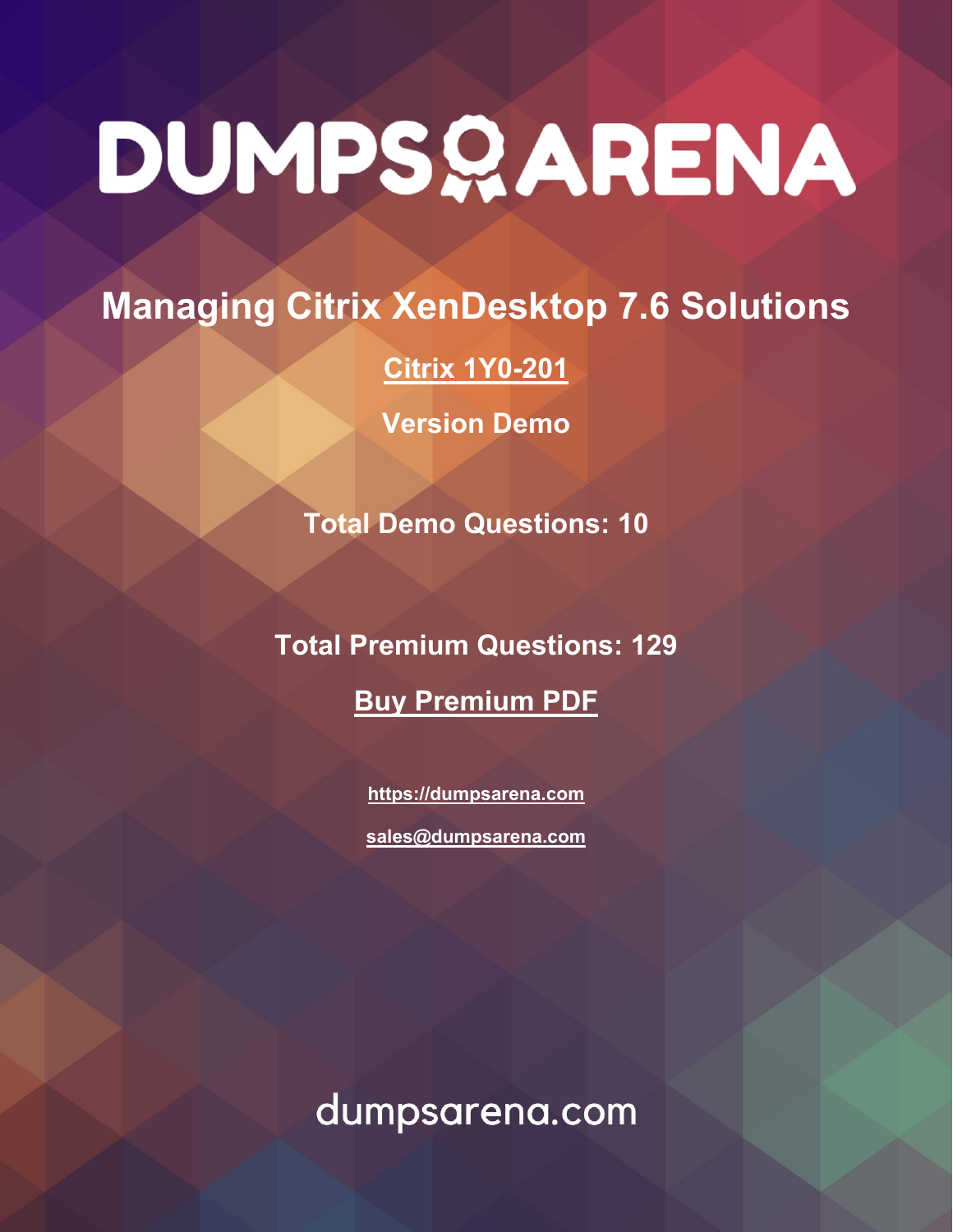# DUMPS ARENA

## Managing Citrix XenDesktop 7.6 Solutions

**Citrix 1Y0-201**

**Version Demo**

**Total Demo Questions: 10**

**Total Premium Questions: 129**

**Buy Premium PDF**

https://dumpsarena.com

sales@dumpsarena.com

dumpsarena.com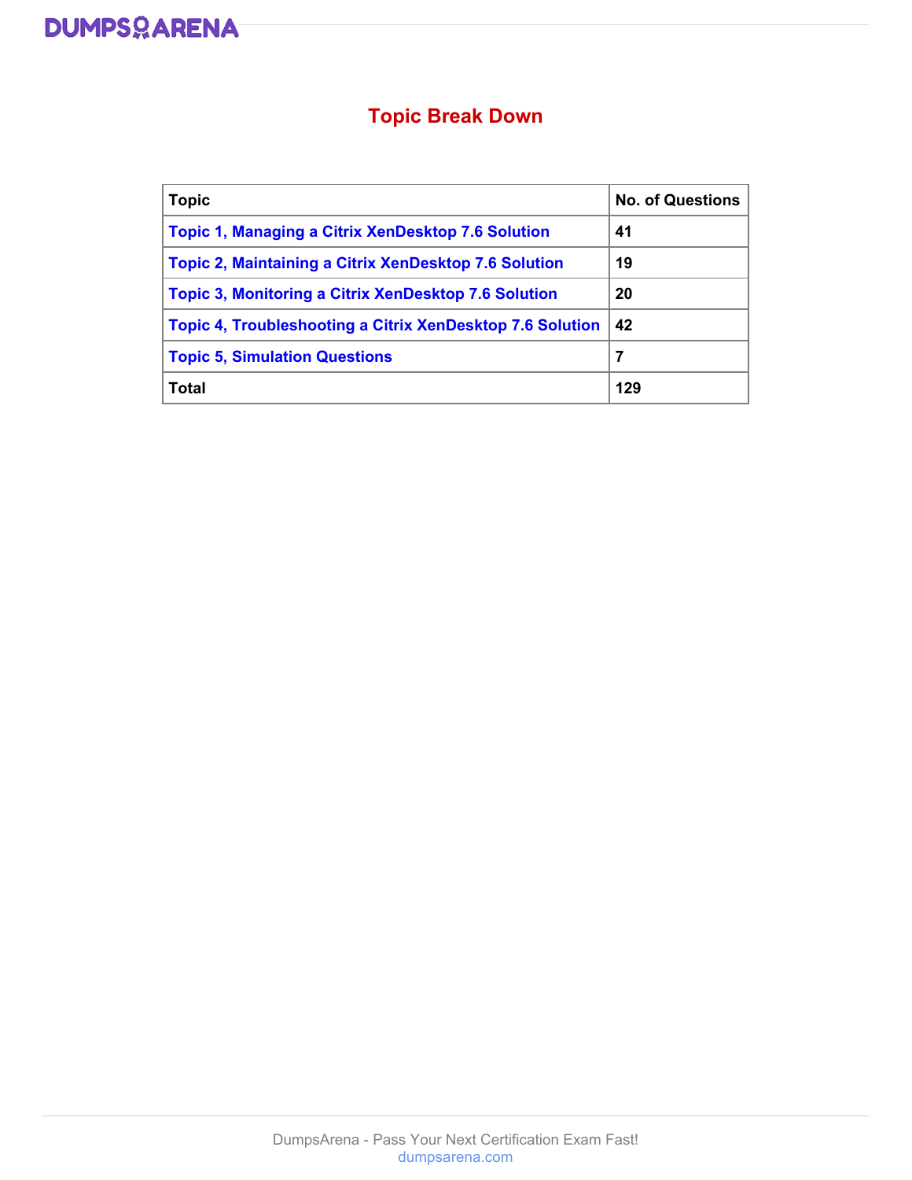# Topic Break Down

| Topic | No. of Questions |
| --- | --- |
| Topic 1, Managing a Citrix XenDesktop 7.6 Solution | 41 |
| Topic 2, Maintaining a Citrix XenDesktop 7.6 Solution | 19 |
| Topic 3, Monitoring a Citrix XenDesktop 7.6 Solution | 20 |
| Topic 4, Troubleshooting a Citrix XenDesktop 7.6 Solution | 42 |
| Topic 5, Simulation Questions | 7 |
| Total | 129 |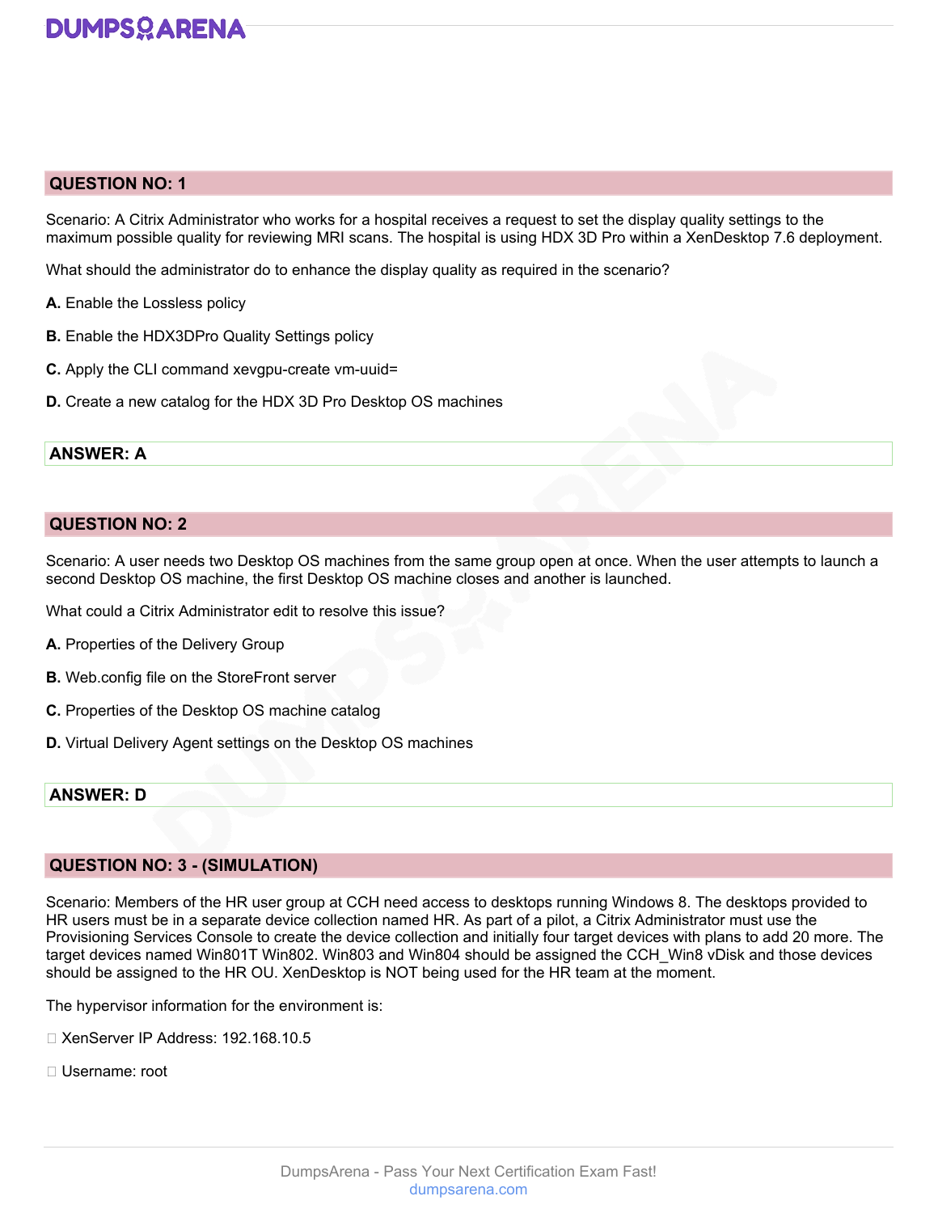## QUESTION NO: 1

Scenario: A Citrix Administrator who works for a hospital receives a request to set the display quality settings to the maximum possible quality for reviewing MRI scans. The hospital is using HDX 3D Pro within a XenDesktop 7.6 deployment.

What should the administrator do to enhance the display quality as required in the scenario?

**A.** Enable the Lossless policy

**B.** Enable the HDX3DPro Quality Settings policy

**C.** Apply the CLI command xevgpu-create vm-uuid=

**D.** Create a new catalog for the HDX 3D Pro Desktop OS machines

**ANSWER: A**

## QUESTION NO: 2

Scenario: A user needs two Desktop OS machines from the same group open at once. When the user attempts to launch a second Desktop OS machine, the first Desktop OS machine closes and another is launched.

What could a Citrix Administrator edit to resolve this issue?

**A.** Properties of the Delivery Group

**B.** Web.config file on the StoreFront server

**C.** Properties of the Desktop OS machine catalog

**D.** Virtual Delivery Agent settings on the Desktop OS machines

**ANSWER: D**

## QUESTION NO: 3 - (SIMULATION)

Scenario: Members of the HR user group at CCH need access to desktops running Windows 8. The desktops provided to HR users must be in a separate device collection named HR. As part of a pilot, a Citrix Administrator must use the Provisioning Services Console to create the device collection and initially four target devices with plans to add 20 more. The target devices named Win801T Win802. Win803 and Win804 should be assigned the CCH_Win8 vDisk and those devices should be assigned to the HR OU. XenDesktop is NOT being used for the HR team at the moment.

The hypervisor information for the environment is:

- XenServer IP Address: 192.168.10.5
- Username: root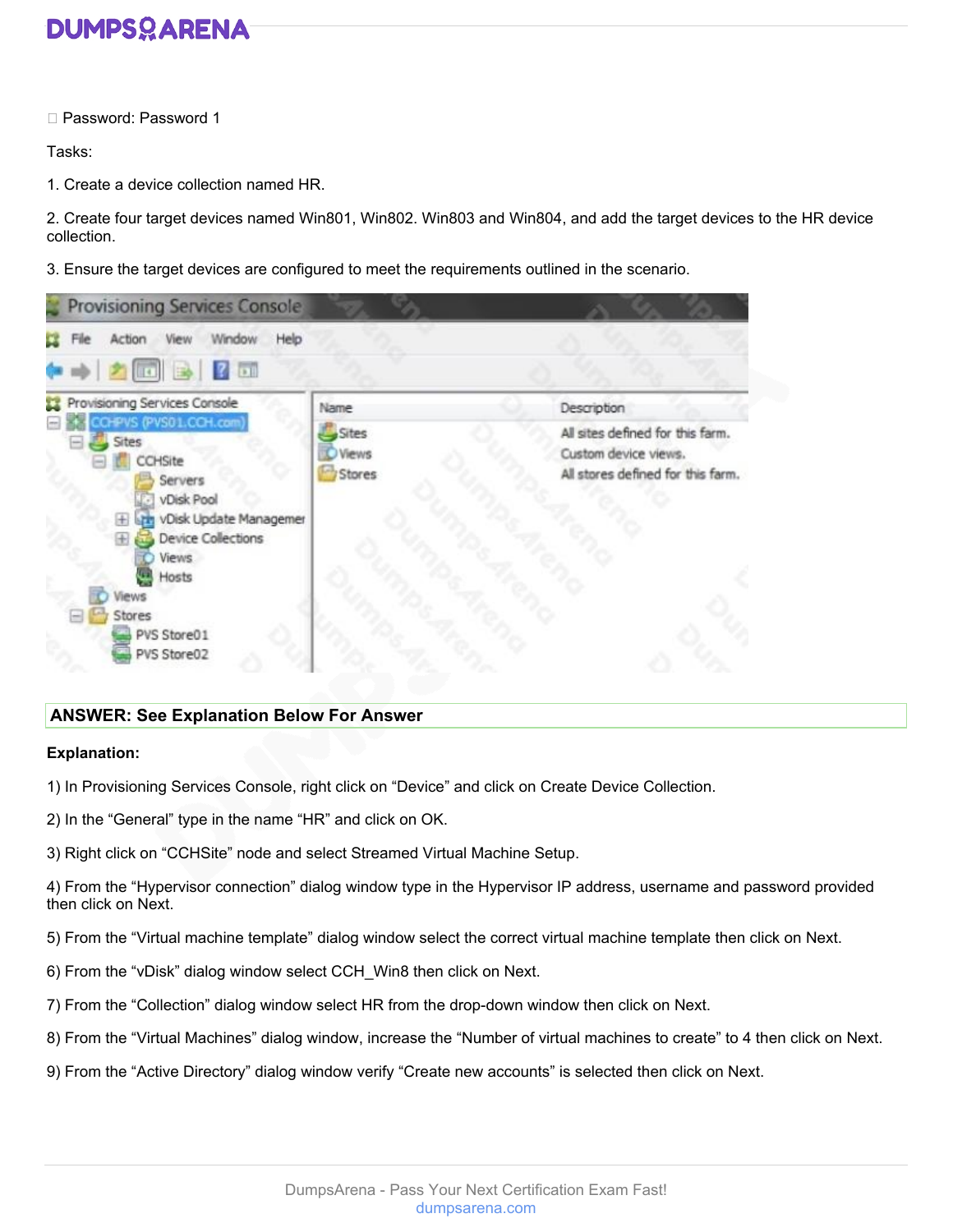Password: Password 1

Tasks:

1. Create a device collection named HR.

2. Create four target devices named Win801, Win802. Win803 and Win804, and add the target devices to the HR device collection.

3. Ensure the target devices are configured to meet the requirements outlined in the scenario.

**ANSWER: See Explanation Below For Answer**

**Explanation:**

1) In Provisioning Services Console, right click on "Device" and click on Create Device Collection.

2) In the "General" type in the name "HR" and click on OK.

3) Right click on "CCHSite" node and select Streamed Virtual Machine Setup.

4) From the "Hypervisor connection" dialog window type in the Hypervisor IP address, username and password provided then click on Next.

5) From the "Virtual machine template" dialog window select the correct virtual machine template then click on Next.

6) From the "vDisk" dialog window select CCH_Win8 then click on Next.

7) From the "Collection" dialog window select HR from the drop-down window then click on Next.

8) From the "Virtual Machines" dialog window, increase the "Number of virtual machines to create" to 4 then click on Next.

9) From the "Active Directory" dialog window verify "Create new accounts" is selected then click on Next.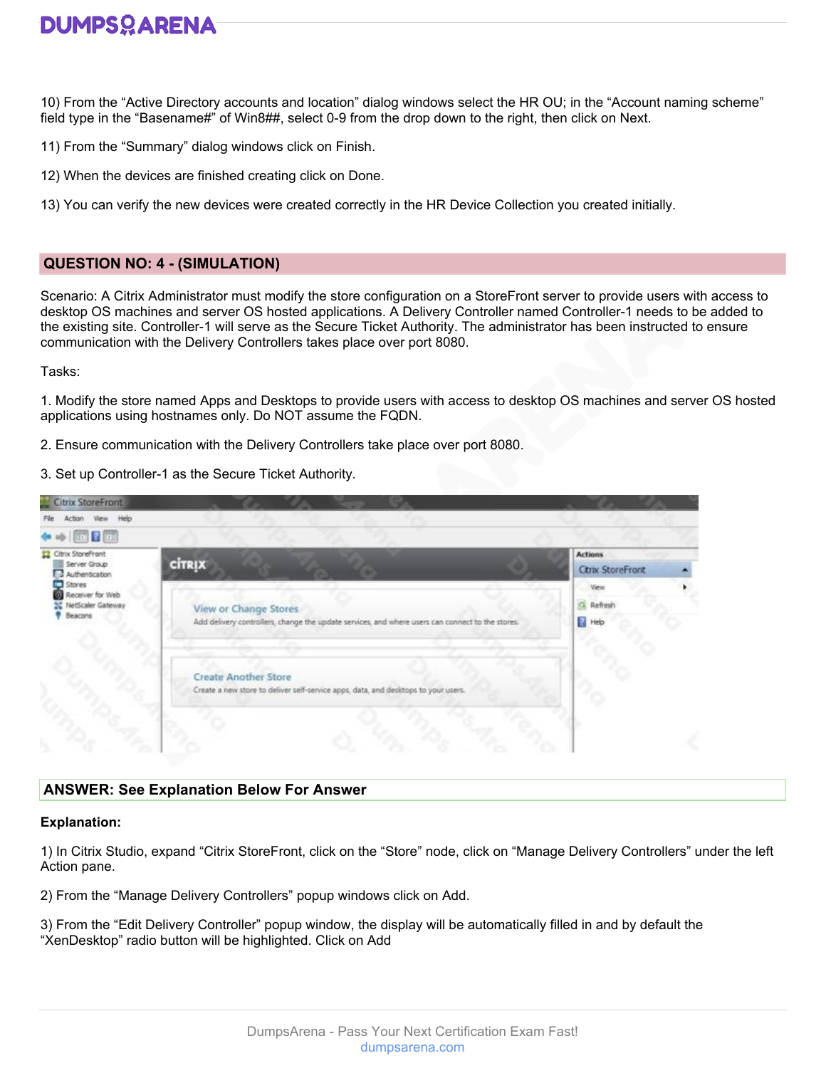10) From the “Active Directory accounts and location” dialog windows select the HR OU; in the “Account naming scheme” field type in the “Basename#” of Win8##, select 0-9 from the drop down to the right, then click on Next.

11) From the “Summary” dialog windows click on Finish.

12) When the devices are finished creating click on Done.

13) You can verify the new devices were created correctly in the HR Device Collection you created initially.

## QUESTION NO: 4 - (SIMULATION)

Scenario: A Citrix Administrator must modify the store configuration on a StoreFront server to provide users with access to desktop OS machines and server OS hosted applications. A Delivery Controller named Controller-1 needs to be added to the existing site. Controller-1 will serve as the Secure Ticket Authority. The administrator has been instructed to ensure communication with the Delivery Controllers takes place over port 8080.

Tasks:

1. Modify the store named Apps and Desktops to provide users with access to desktop OS machines and server OS hosted applications using hostnames only. Do NOT assume the FQDN.

2. Ensure communication with the Delivery Controllers take place over port 8080.

3. Set up Controller-1 as the Secure Ticket Authority.

## ANSWER: See Explanation Below For Answer

**Explanation:**

1) In Citrix Studio, expand “Citrix StoreFront, click on the “Store” node, click on “Manage Delivery Controllers” under the left Action pane.

2) From the “Manage Delivery Controllers” popup windows click on Add.

3) From the “Edit Delivery Controller” popup window, the display will be automatically filled in and by default the “XenDesktop” radio button will be highlighted. Click on Add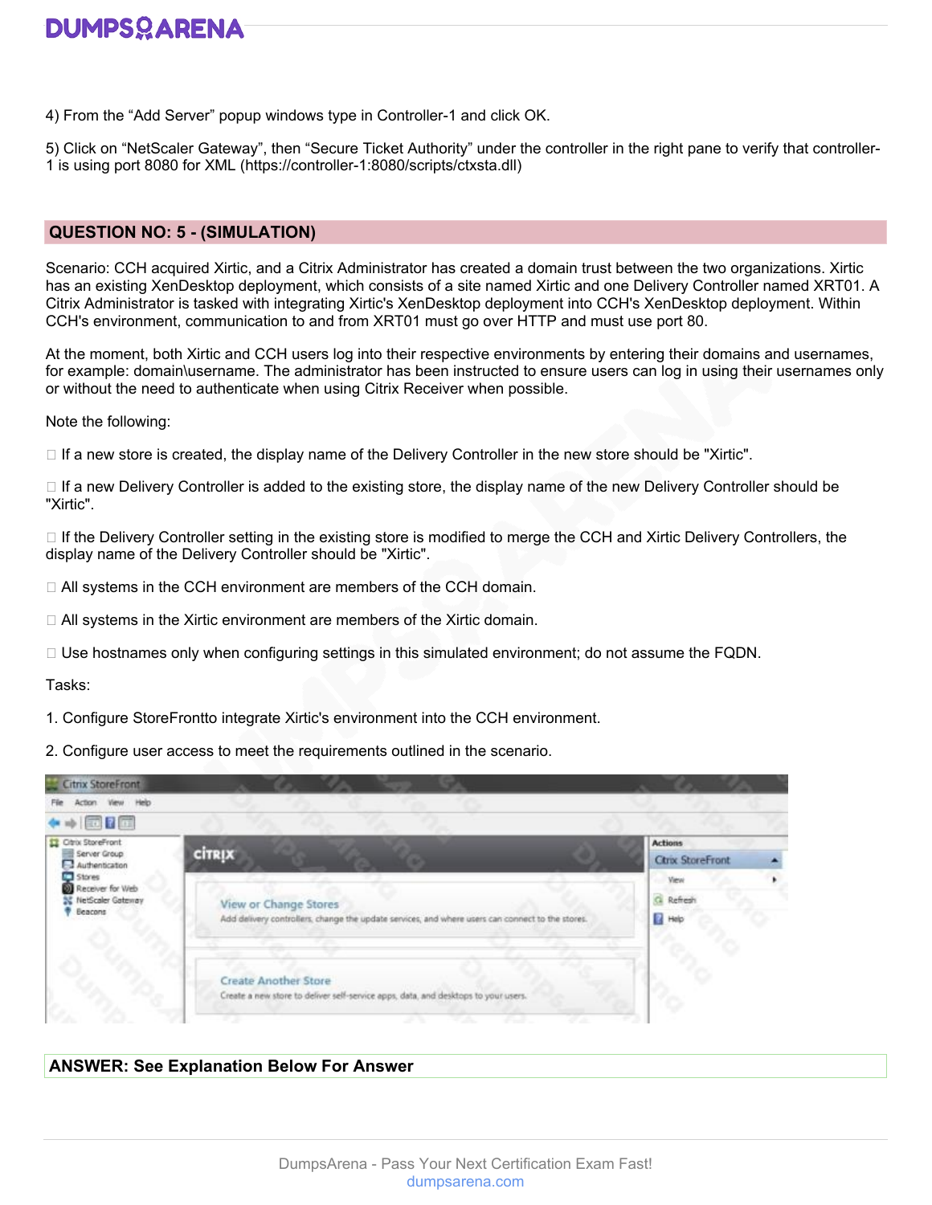4) From the “Add Server” popup windows type in Controller-1 and click OK.

5) Click on “NetScaler Gateway”, then “Secure Ticket Authority” under the controller in the right pane to verify that controller-1 is using port 8080 for XML (https://controller-1:8080/scripts/ctxsta.dll)

## QUESTION NO: 5 - (SIMULATION)

Scenario: CCH acquired Xirtic, and a Citrix Administrator has created a domain trust between the two organizations. Xirtic has an existing XenDesktop deployment, which consists of a site named Xirtic and one Delivery Controller named XRT01. A Citrix Administrator is tasked with integrating Xirtic's XenDesktop deployment into CCH's XenDesktop deployment. Within CCH's environment, communication to and from XRT01 must go over HTTP and must use port 80.

At the moment, both Xirtic and CCH users log into their respective environments by entering their domains and usernames, for example: domain\username. The administrator has been instructed to ensure users can log in using their usernames only or without the need to authenticate when using Citrix Receiver when possible.

Note the following:

- If a new store is created, the display name of the Delivery Controller in the new store should be "Xirtic".
- If a new Delivery Controller is added to the existing store, the display name of the new Delivery Controller should be "Xirtic".
- If the Delivery Controller setting in the existing store is modified to merge the CCH and Xirtic Delivery Controllers, the display name of the Delivery Controller should be "Xirtic".
- All systems in the CCH environment are members of the CCH domain.
- All systems in the Xirtic environment are members of the Xirtic domain.
- Use hostnames only when configuring settings in this simulated environment; do not assume the FQDN.

Tasks:

1. Configure StoreFrontto integrate Xirtic's environment into the CCH environment.

2. Configure user access to meet the requirements outlined in the scenario.

**ANSWER: See Explanation Below For Answer**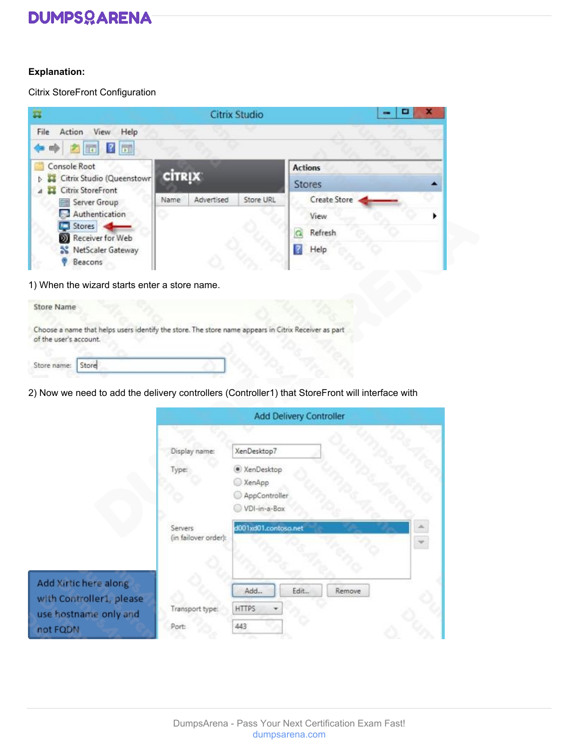**Explanation:**

Citrix StoreFront Configuration

1) When the wizard starts enter a store name.

2) Now we need to add the delivery controllers (Controller1) that StoreFront will interface with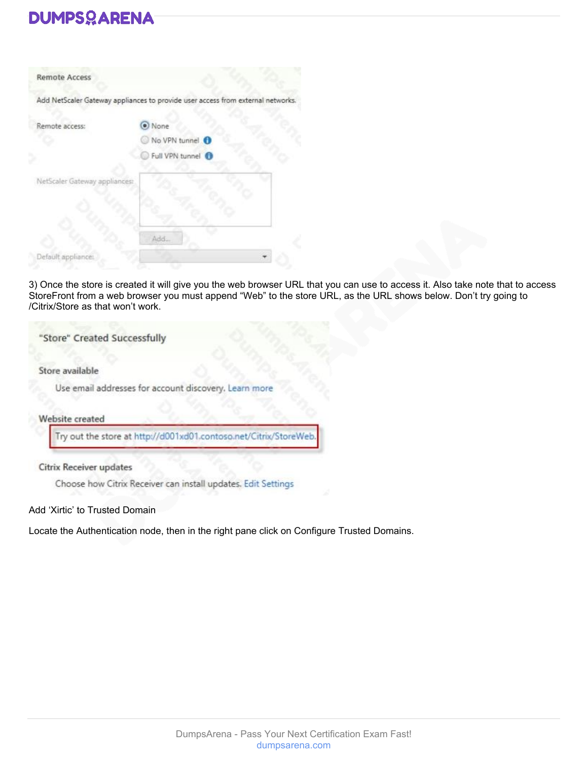Remote Access

Add NetScaler Gateway appliances to provide user access from external networks.

Remote access:
- None
- No VPN tunnel
- Full VPN tunnel

NetScaler Gateway appliances:

Add...

Default appliance:

3) Once the store is created it will give you the web browser URL that you can use to access it. Also take note that to access StoreFront from a web browser you must append "Web" to the store URL, as the URL shows below. Don't try going to /Citrix/Store as that won't work.

"Store" Created Successfully

Store available

Use email addresses for account discovery. Learn more

Website created

Try out the store at http://d001xd01.contoso.net/Citrix/StoreWeb.

Citrix Receiver updates

Choose how Citrix Receiver can install updates. Edit Settings

Add 'Xirtic' to Trusted Domain

Locate the Authentication node, then in the right pane click on Configure Trusted Domains.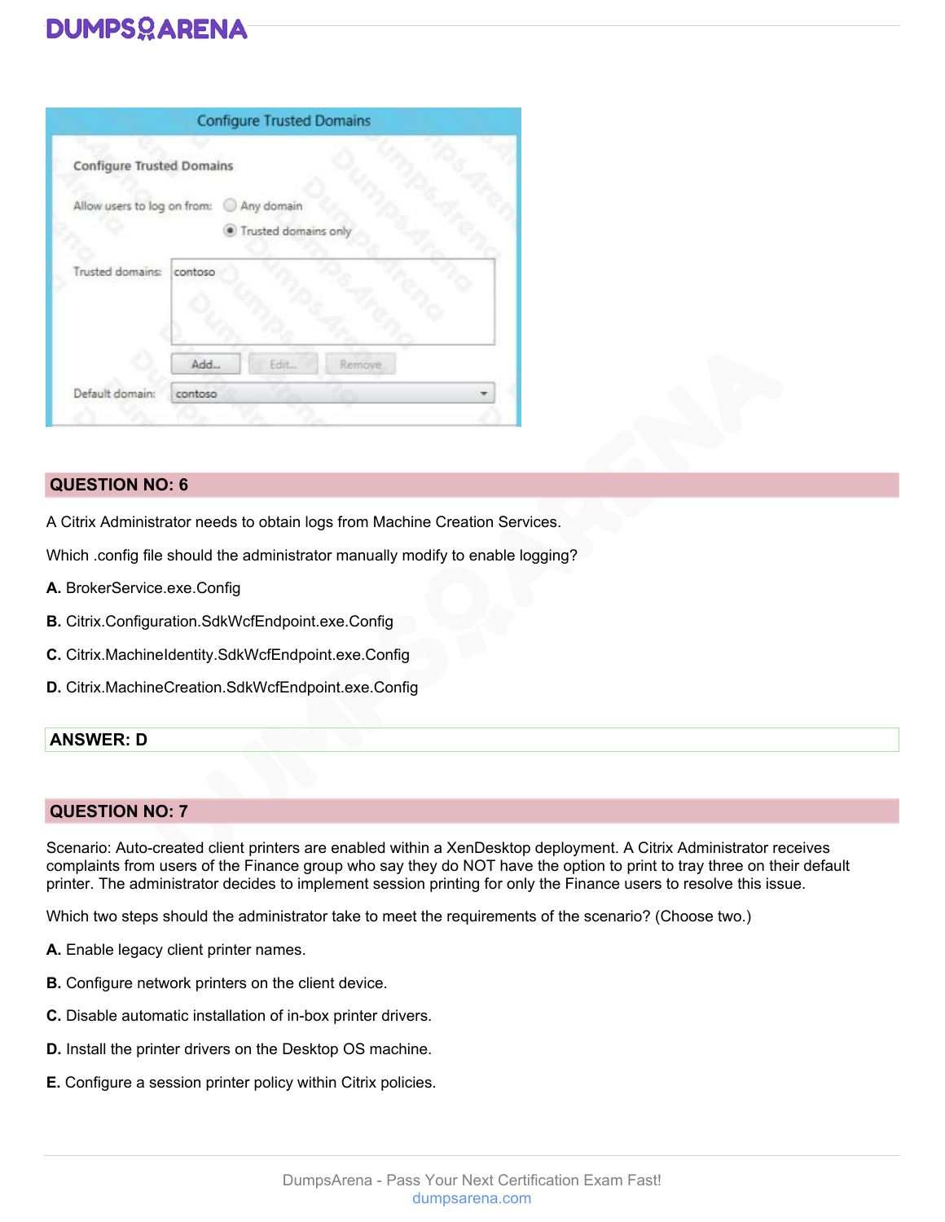## QUESTION NO: 6

A Citrix Administrator needs to obtain logs from Machine Creation Services.

Which .config file should the administrator manually modify to enable logging?

**A.** BrokerService.exe.Config

**B.** Citrix.Configuration.SdkWcfEndpoint.exe.Config

**C.** Citrix.MachineIdentity.SdkWcfEndpoint.exe.Config

**D.** Citrix.MachineCreation.SdkWcfEndpoint.exe.Config

**ANSWER: D**

## QUESTION NO: 7

Scenario: Auto-created client printers are enabled within a XenDesktop deployment. A Citrix Administrator receives complaints from users of the Finance group who say they do NOT have the option to print to tray three on their default printer. The administrator decides to implement session printing for only the Finance users to resolve this issue.

Which two steps should the administrator take to meet the requirements of the scenario? (Choose two.)

**A.** Enable legacy client printer names.

**B.** Configure network printers on the client device.

**C.** Disable automatic installation of in-box printer drivers.

**D.** Install the printer drivers on the Desktop OS machine.

**E.** Configure a session printer policy within Citrix policies.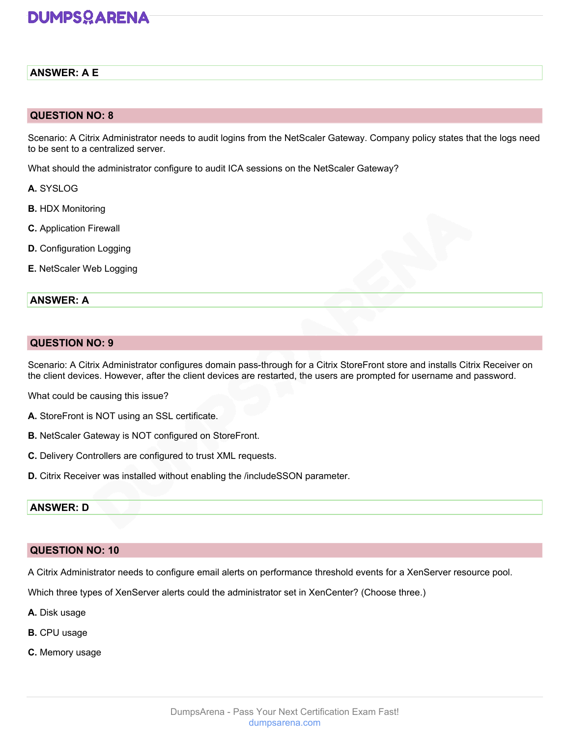**ANSWER: A E**

## QUESTION NO: 8

Scenario: A Citrix Administrator needs to audit logins from the NetScaler Gateway. Company policy states that the logs need to be sent to a centralized server.

What should the administrator configure to audit ICA sessions on the NetScaler Gateway?

**A.** SYSLOG

**B.** HDX Monitoring

**C.** Application Firewall

**D.** Configuration Logging

**E.** NetScaler Web Logging

**ANSWER: A**

## QUESTION NO: 9

Scenario: A Citrix Administrator configures domain pass-through for a Citrix StoreFront store and installs Citrix Receiver on the client devices. However, after the client devices are restarted, the users are prompted for username and password.

What could be causing this issue?

**A.** StoreFront is NOT using an SSL certificate.

**B.** NetScaler Gateway is NOT configured on StoreFront.

**C.** Delivery Controllers are configured to trust XML requests.

**D.** Citrix Receiver was installed without enabling the /includeSSON parameter.

**ANSWER: D**

## QUESTION NO: 10

A Citrix Administrator needs to configure email alerts on performance threshold events for a XenServer resource pool.

Which three types of XenServer alerts could the administrator set in XenCenter? (Choose three.)

**A.** Disk usage

**B.** CPU usage

**C.** Memory usage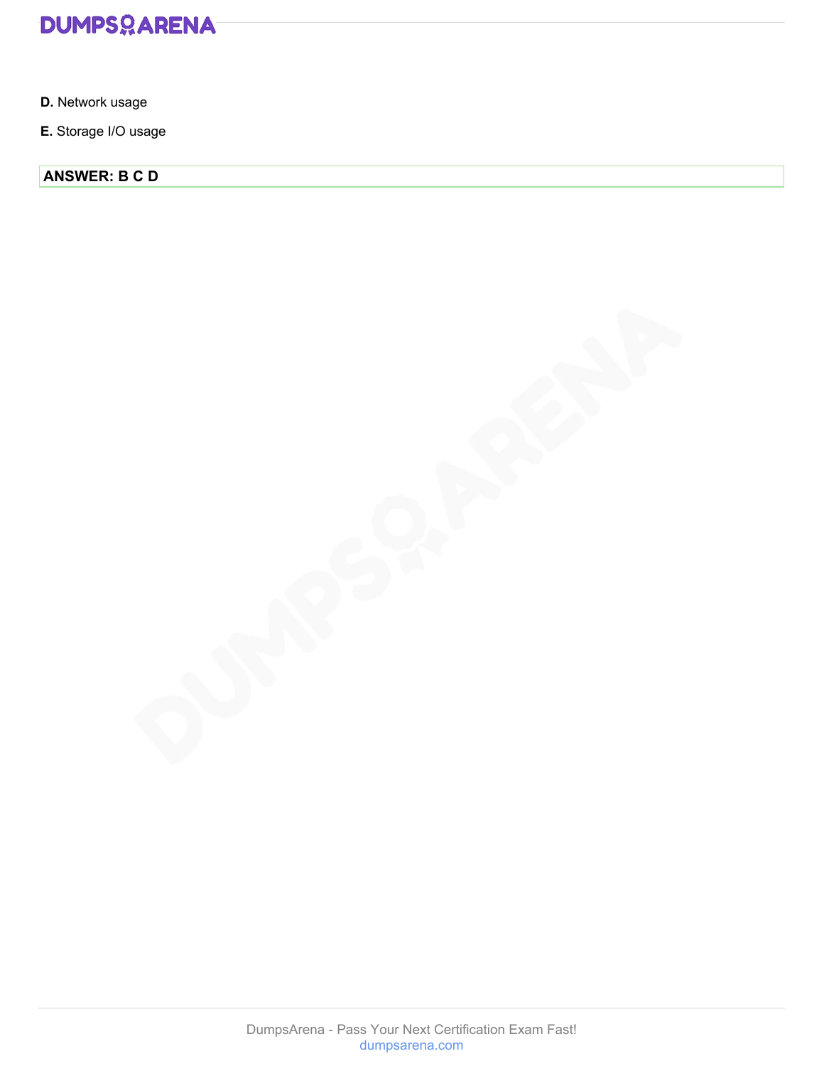**D.** Network usage

**E.** Storage I/O usage

**ANSWER: B C D**